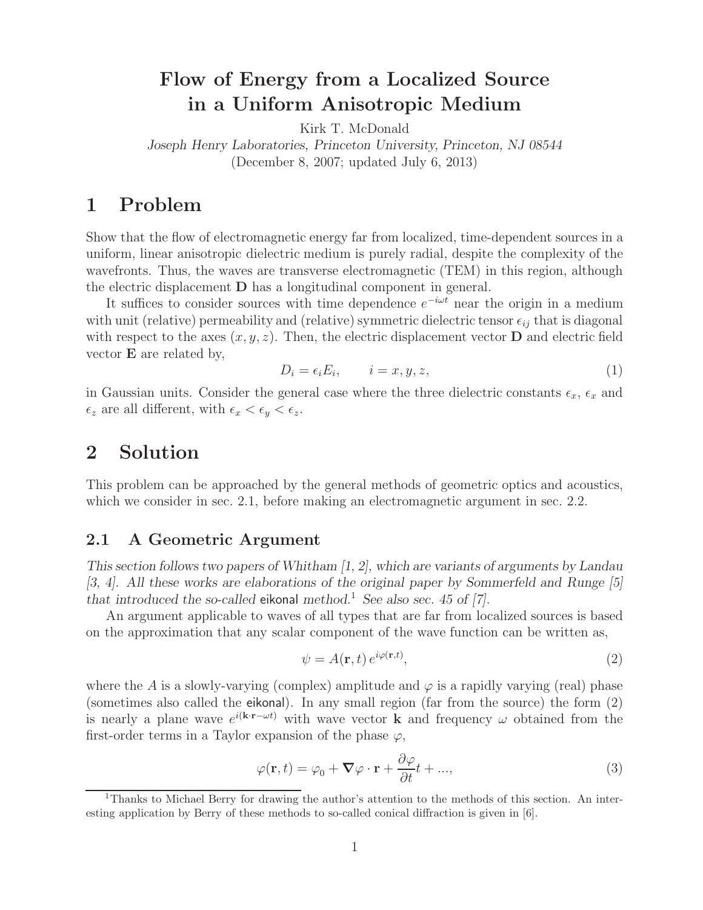# Flow of Energy from a Localized Source in a Uniform Anisotropic Medium

Kirk T. McDonald

*Joseph Henry Laboratories, Princeton University, Princeton, NJ 08544*

(December 8, 2007; updated July 6, 2013)

# 1 Problem

Show that the flow of electromagnetic energy far from localized, time-dependent sources in a uniform, linear anisotropic dielectric medium is purely radial, despite the complexity of the wavefronts. Thus, the waves are transverse electromagnetic (TEM) in this region, although the electric displacement **D** has a longitudinal component in general.

It suffices to consider sources with time dependence $e^{-i\omega t}$ near the origin in a medium with unit (relative) permeability and (relative) symmetric dielectric tensor $\epsilon_{ij}$ that is diagonal with respect to the axes $(x, y, z)$. Then, the electric displacement vector **D** and electric field vector **E** are related by,

$$D_i = \epsilon_i E_i, \qquad i = x, y, z, \tag{1}$$

in Gaussian units. Consider the general case where the three dielectric constants $\epsilon_x$, $\epsilon_x$ and $\epsilon_z$ are all different, with $\epsilon_x < \epsilon_y < \epsilon_z$.

# 2 Solution

This problem can be approached by the general methods of geometric optics and acoustics, which we consider in sec. 2.1, before making an electromagnetic argument in sec. 2.2.

## 2.1 A Geometric Argument

*This section follows two papers of Whitham [1, 2], which are variants of arguments by Landau [3, 4]. All these works are elaborations of the original paper by Sommerfeld and Runge [5] that introduced the so-called* eikonal *method.*[1] *See also sec. 45 of [7].*

An argument applicable to waves of all types that are far from localized sources is based on the approximation that any scalar component of the wave function can be written as,

$$\psi = A(\mathbf{r}, t)\, e^{i\varphi(\mathbf{r},t)}, \tag{2}$$

where the $A$ is a slowly-varying (complex) amplitude and $\varphi$ is a rapidly varying (real) phase (sometimes also called the eikonal). In any small region (far from the source) the form (2) is nearly a plane wave $e^{i(\mathbf{k}\cdot\mathbf{r}-\omega t)}$ with wave vector **k** and frequency $\omega$ obtained from the first-order terms in a Taylor expansion of the phase $\varphi$,

$$\varphi(\mathbf{r}, t) = \varphi_0 + \boldsymbol{\nabla}\varphi \cdot \mathbf{r} + \frac{\partial \varphi}{\partial t} t + ..., \tag{3}$$

[1] Thanks to Michael Berry for drawing the author's attention to the methods of this section. An interesting application by Berry of these methods to so-called conical diffraction is given in [6].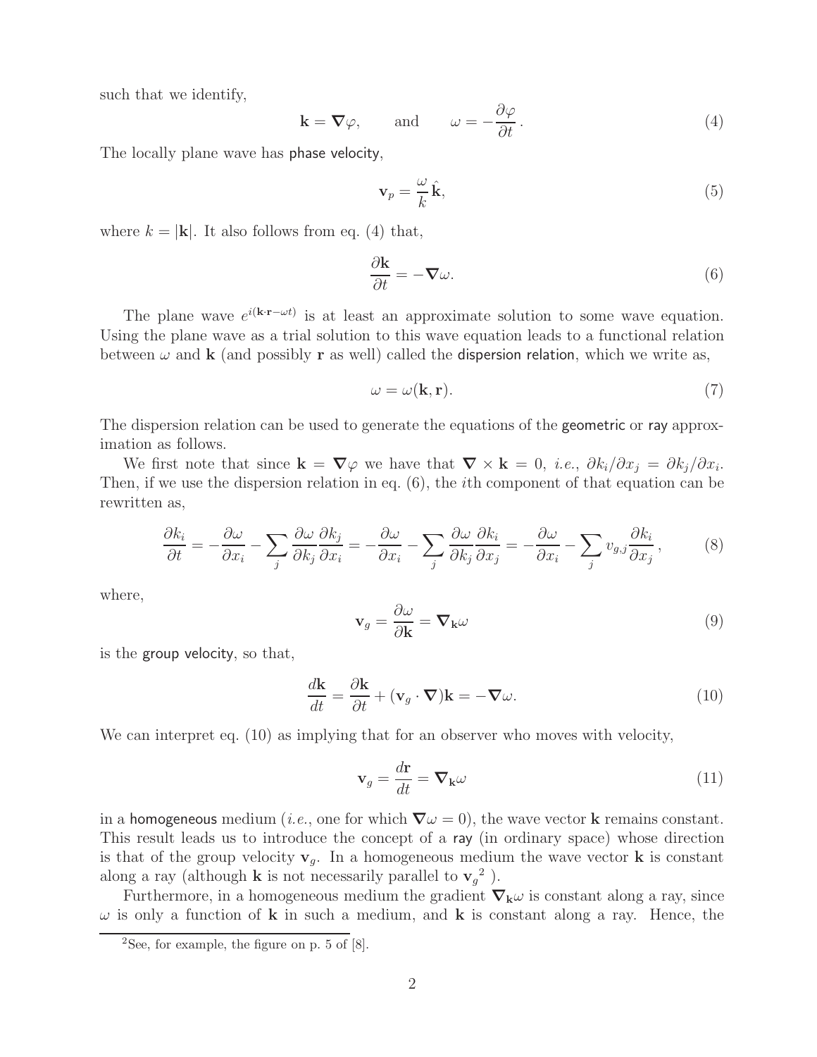such that we identify,

$$\mathbf{k} = \boldsymbol{\nabla}\varphi, \qquad \text{and} \qquad \omega = -\frac{\partial \varphi}{\partial t}. \tag{4}$$

The locally plane wave has phase velocity,

$$\mathbf{v}_p = \frac{\omega}{k}\hat{\mathbf{k}}, \tag{5}$$

where $k = |\mathbf{k}|$. It also follows from eq. (4) that,

$$\frac{\partial \mathbf{k}}{\partial t} = -\boldsymbol{\nabla}\omega. \tag{6}$$

The plane wave $e^{i(\mathbf{k}\cdot\mathbf{r}-\omega t)}$ is at least an approximate solution to some wave equation. Using the plane wave as a trial solution to this wave equation leads to a functional relation between $\omega$ and $\mathbf{k}$ (and possibly $\mathbf{r}$ as well) called the dispersion relation, which we write as,

$$\omega = \omega(\mathbf{k}, \mathbf{r}). \tag{7}$$

The dispersion relation can be used to generate the equations of the geometric or ray approximation as follows.

We first note that since $\mathbf{k} = \boldsymbol{\nabla}\varphi$ we have that $\boldsymbol{\nabla}\times\mathbf{k} = 0$, *i.e.*, $\partial k_i/\partial x_j = \partial k_j/\partial x_i$. Then, if we use the dispersion relation in eq. (6), the $i$th component of that equation can be rewritten as,

$$\frac{\partial k_i}{\partial t} = -\frac{\partial \omega}{\partial x_i} - \sum_j \frac{\partial \omega}{\partial k_j}\frac{\partial k_j}{\partial x_i} = -\frac{\partial \omega}{\partial x_i} - \sum_j \frac{\partial \omega}{\partial k_j}\frac{\partial k_i}{\partial x_j} = -\frac{\partial \omega}{\partial x_i} - \sum_j v_{g,j}\frac{\partial k_i}{\partial x_j}, \tag{8}$$

where,

$$\mathbf{v}_g = \frac{\partial \omega}{\partial \mathbf{k}} = \boldsymbol{\nabla}_{\mathbf{k}}\omega \tag{9}$$

is the group velocity, so that,

$$\frac{d\mathbf{k}}{dt} = \frac{\partial \mathbf{k}}{\partial t} + (\mathbf{v}_g\cdot\boldsymbol{\nabla})\mathbf{k} = -\boldsymbol{\nabla}\omega. \tag{10}$$

We can interpret eq. (10) as implying that for an observer who moves with velocity,

$$\mathbf{v}_g = \frac{d\mathbf{r}}{dt} = \boldsymbol{\nabla}_{\mathbf{k}}\omega \tag{11}$$

in a homogeneous medium (*i.e.*, one for which $\boldsymbol{\nabla}\omega = 0$), the wave vector $\mathbf{k}$ remains constant. This result leads us to introduce the concept of a ray (in ordinary space) whose direction is that of the group velocity $\mathbf{v}_g$. In a homogeneous medium the wave vector $\mathbf{k}$ is constant along a ray (although $\mathbf{k}$ is not necessarily parallel to $\mathbf{v}_g$[2]).

Furthermore, in a homogeneous medium the gradient $\boldsymbol{\nabla}_{\mathbf{k}}\omega$ is constant along a ray, since $\omega$ is only a function of $\mathbf{k}$ in such a medium, and $\mathbf{k}$ is constant along a ray. Hence, the

[2]See, for example, the figure on p. 5 of [8].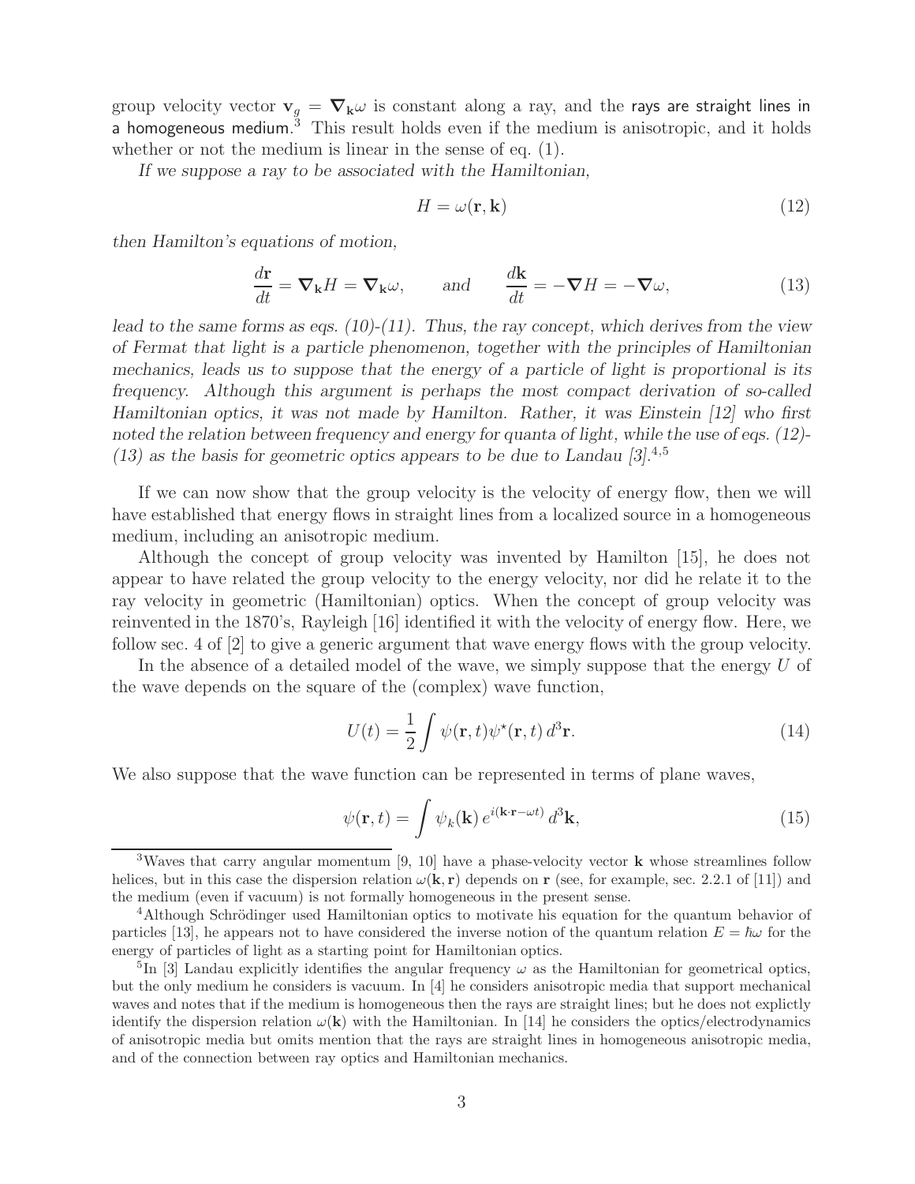group velocity vector $\mathbf{v}_g = \boldsymbol{\nabla}_\mathbf{k}\omega$ is constant along a ray, and the rays are straight lines in a homogeneous medium.[3] This result holds even if the medium is anisotropic, and it holds whether or not the medium is linear in the sense of eq. (1).

*If we suppose a ray to be associated with the Hamiltonian,*

$$H = \omega(\mathbf{r}, \mathbf{k}) \tag{12}$$

*then Hamilton's equations of motion,*

$$\frac{d\mathbf{r}}{dt} = \boldsymbol{\nabla}_\mathbf{k} H = \boldsymbol{\nabla}_\mathbf{k}\omega, \qquad \textit{and} \qquad \frac{d\mathbf{k}}{dt} = -\boldsymbol{\nabla} H = -\boldsymbol{\nabla}\omega, \tag{13}$$

*lead to the same forms as eqs. (10)-(11). Thus, the ray concept, which derives from the view of Fermat that light is a particle phenomenon, together with the principles of Hamiltonian mechanics, leads us to suppose that the energy of a particle of light is proportional is its frequency. Although this argument is perhaps the most compact derivation of so-called Hamiltonian optics, it was not made by Hamilton. Rather, it was Einstein [12] who first noted the relation between frequency and energy for quanta of light, while the use of eqs. (12)-(13) as the basis for geometric optics appears to be due to Landau [3].*[4,5]

If we can now show that the group velocity is the velocity of energy flow, then we will have established that energy flows in straight lines from a localized source in a homogeneous medium, including an anisotropic medium.

Although the concept of group velocity was invented by Hamilton [15], he does not appear to have related the group velocity to the energy velocity, nor did he relate it to the ray velocity in geometric (Hamiltonian) optics. When the concept of group velocity was reinvented in the 1870's, Rayleigh [16] identified it with the velocity of energy flow. Here, we follow sec. 4 of [2] to give a generic argument that wave energy flows with the group velocity.

In the absence of a detailed model of the wave, we simply suppose that the energy $U$ of the wave depends on the square of the (complex) wave function,

$$U(t) = \frac{1}{2}\int \psi(\mathbf{r}, t)\psi^\star(\mathbf{r}, t)\, d^3\mathbf{r}. \tag{14}$$

We also suppose that the wave function can be represented in terms of plane waves,

$$\psi(\mathbf{r}, t) = \int \psi_k(\mathbf{k})\, e^{i(\mathbf{k}\cdot\mathbf{r}-\omega t)}\, d^3\mathbf{k}, \tag{15}$$

---

[3] Waves that carry angular momentum [9, 10] have a phase-velocity vector $\mathbf{k}$ whose streamlines follow helices, but in this case the dispersion relation $\omega(\mathbf{k}, \mathbf{r})$ depends on $\mathbf{r}$ (see, for example, sec. 2.2.1 of [11]) and the medium (even if vacuum) is not formally homogeneous in the present sense.

[4] Although Schrödinger used Hamiltonian optics to motivate his equation for the quantum behavior of particles [13], he appears not to have considered the inverse notion of the quantum relation $E = \hbar\omega$ for the energy of particles of light as a starting point for Hamiltonian optics.

[5] In [3] Landau explicitly identifies the angular frequency $\omega$ as the Hamiltonian for geometrical optics, but the only medium he considers is vacuum. In [4] he considers anisotropic media that support mechanical waves and notes that if the medium is homogeneous then the rays are straight lines; but he does not explictly identify the dispersion relation $\omega(\mathbf{k})$ with the Hamiltonian. In [14] he considers the optics/electrodynamics of anisotropic media but omits mention that the rays are straight lines in homogeneous anisotropic media, and of the connection between ray optics and Hamiltonian mechanics.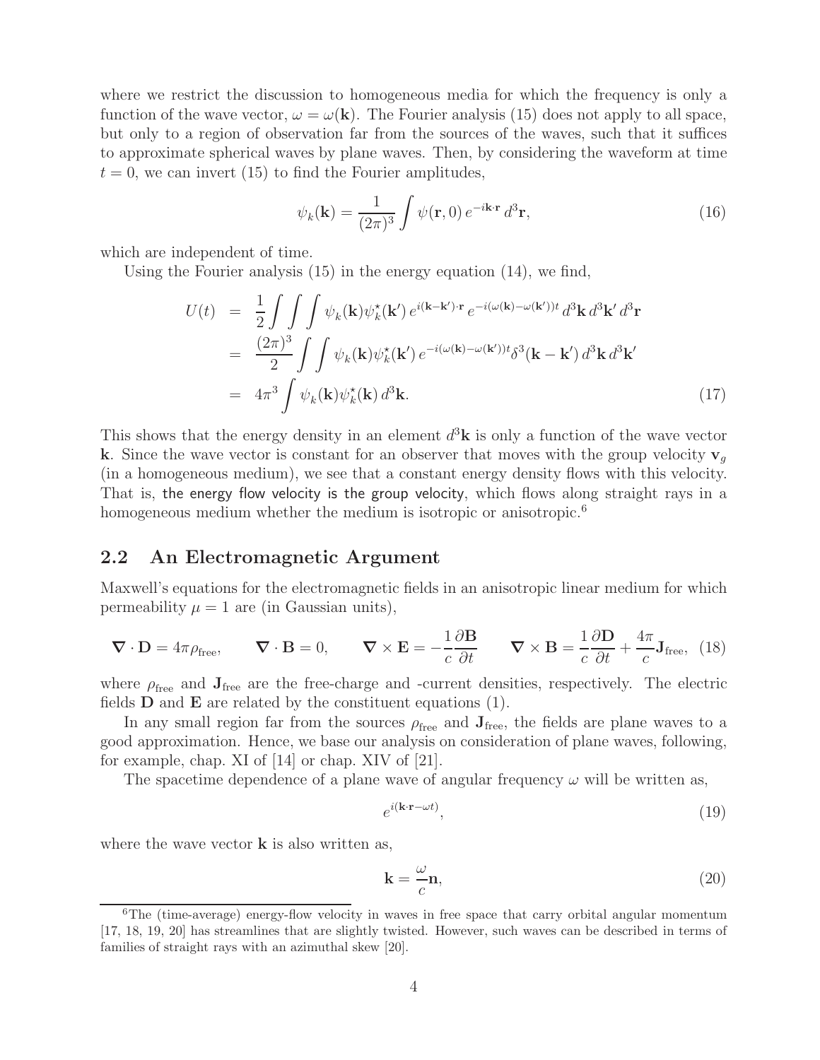where we restrict the discussion to homogeneous media for which the frequency is only a function of the wave vector, $\omega = \omega(\mathbf{k})$. The Fourier analysis (15) does not apply to all space, but only to a region of observation far from the sources of the waves, such that it suffices to approximate spherical waves by plane waves. Then, by considering the waveform at time $t = 0$, we can invert (15) to find the Fourier amplitudes,

$$\psi_k(\mathbf{k}) = \frac{1}{(2\pi)^3} \int \psi(\mathbf{r}, 0)\, e^{-i\mathbf{k}\cdot\mathbf{r}}\, d^3\mathbf{r}, \tag{16}$$

which are independent of time.

Using the Fourier analysis (15) in the energy equation (14), we find,

$$\begin{aligned}
U(t) &= \frac{1}{2} \int\int\int \psi_k(\mathbf{k})\psi_k^\star(\mathbf{k}')\, e^{i(\mathbf{k}-\mathbf{k}')\cdot\mathbf{r}}\, e^{-i(\omega(\mathbf{k})-\omega(\mathbf{k}'))t}\, d^3\mathbf{k}\, d^3\mathbf{k}'\, d^3\mathbf{r} \\
&= \frac{(2\pi)^3}{2} \int\int \psi_k(\mathbf{k})\psi_k^\star(\mathbf{k}')\, e^{-i(\omega(\mathbf{k})-\omega(\mathbf{k}'))t} \delta^3(\mathbf{k}-\mathbf{k}')\, d^3\mathbf{k}\, d^3\mathbf{k}' \\
&= 4\pi^3 \int \psi_k(\mathbf{k})\psi_k^\star(\mathbf{k})\, d^3\mathbf{k}.
\end{aligned} \tag{17}$$

This shows that the energy density in an element $d^3\mathbf{k}$ is only a function of the wave vector $\mathbf{k}$. Since the wave vector is constant for an observer that moves with the group velocity $\mathbf{v}_g$ (in a homogeneous medium), we see that a constant energy density flows with this velocity. That is, the energy flow velocity is the group velocity, which flows along straight rays in a homogeneous medium whether the medium is isotropic or anisotropic.[6]

## 2.2 An Electromagnetic Argument

Maxwell's equations for the electromagnetic fields in an anisotropic linear medium for which permeability $\mu = 1$ are (in Gaussian units),

$$\boldsymbol{\nabla}\cdot\mathbf{D} = 4\pi\rho_{\rm free}, \qquad \boldsymbol{\nabla}\cdot\mathbf{B} = 0, \qquad \boldsymbol{\nabla}\times\mathbf{E} = -\frac{1}{c}\frac{\partial\mathbf{B}}{\partial t} \qquad \boldsymbol{\nabla}\times\mathbf{B} = \frac{1}{c}\frac{\partial\mathbf{D}}{\partial t} + \frac{4\pi}{c}\mathbf{J}_{\rm free}, \tag{18}$$

where $\rho_{\rm free}$ and $\mathbf{J}_{\rm free}$ are the free-charge and -current densities, respectively. The electric fields $\mathbf{D}$ and $\mathbf{E}$ are related by the constituent equations (1).

In any small region far from the sources $\rho_{\rm free}$ and $\mathbf{J}_{\rm free}$, the fields are plane waves to a good approximation. Hence, we base our analysis on consideration of plane waves, following, for example, chap. XI of [14] or chap. XIV of [21].

The spacetime dependence of a plane wave of angular frequency $\omega$ will be written as,

$$e^{i(\mathbf{k}\cdot\mathbf{r}-\omega t)}, \tag{19}$$

where the wave vector $\mathbf{k}$ is also written as,

$$\mathbf{k} = \frac{\omega}{c}\mathbf{n}, \tag{20}$$

---

[6] The (time-average) energy-flow velocity in waves in free space that carry orbital angular momentum [17, 18, 19, 20] has streamlines that are slightly twisted. However, such waves can be described in terms of families of straight rays with an azimuthal skew [20].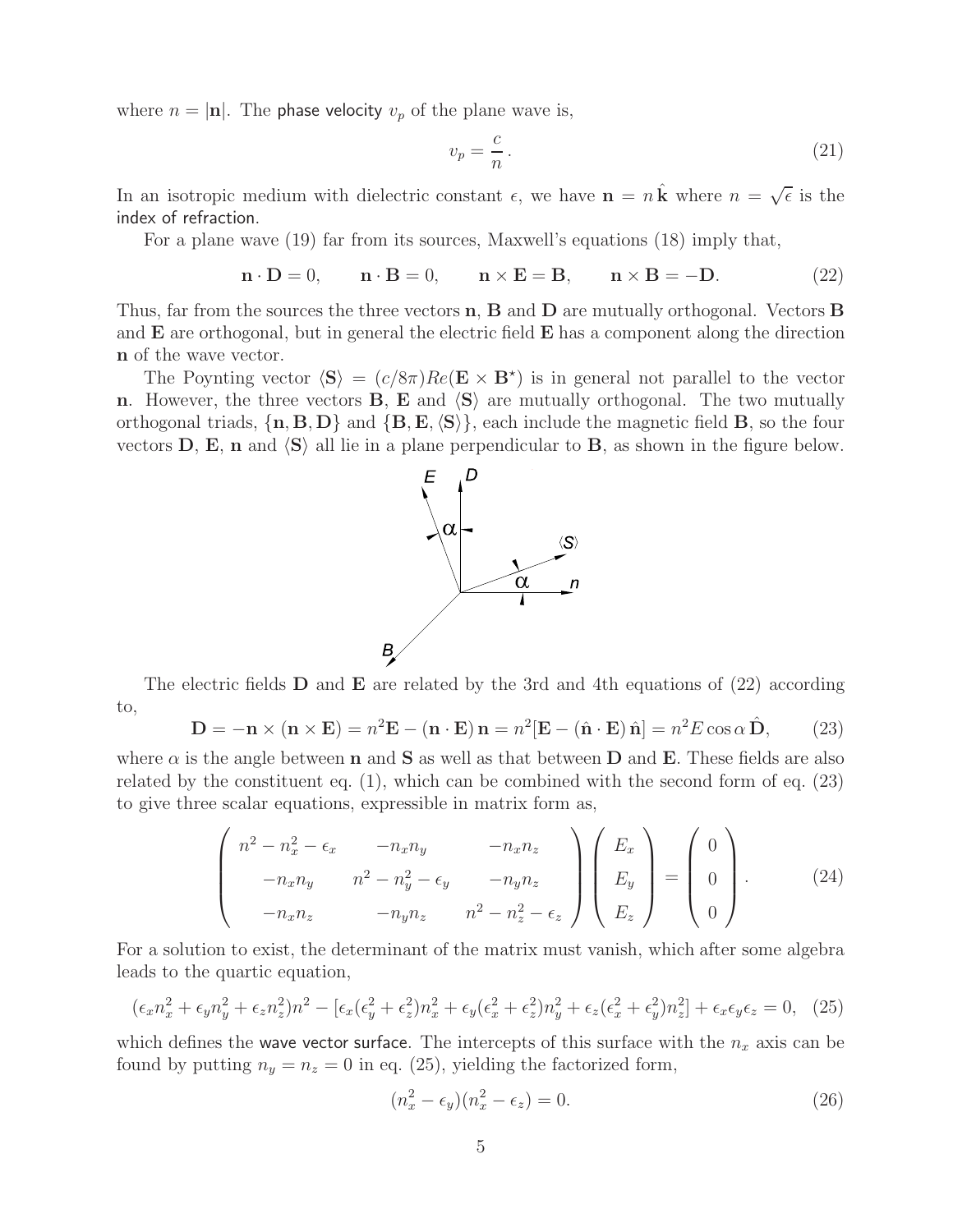where $n = |\mathbf{n}|$. The phase velocity $v_p$ of the plane wave is,

$$v_p = \frac{c}{n}. \tag{21}$$

In an isotropic medium with dielectric constant $\epsilon$, we have $\mathbf{n} = n\,\hat{\mathbf{k}}$ where $n = \sqrt{\epsilon}$ is the index of refraction.

For a plane wave (19) far from its sources, Maxwell's equations (18) imply that,

$$\mathbf{n}\cdot\mathbf{D} = 0, \qquad \mathbf{n}\cdot\mathbf{B} = 0, \qquad \mathbf{n}\times\mathbf{E} = \mathbf{B}, \qquad \mathbf{n}\times\mathbf{B} = -\mathbf{D}. \tag{22}$$

Thus, far from the sources the three vectors $\mathbf{n}$, $\mathbf{B}$ and $\mathbf{D}$ are mutually orthogonal. Vectors $\mathbf{B}$ and $\mathbf{E}$ are orthogonal, but in general the electric field $\mathbf{E}$ has a component along the direction $\mathbf{n}$ of the wave vector.

The Poynting vector $\langle\mathbf{S}\rangle = (c/8\pi)Re(\mathbf{E}\times\mathbf{B}^{\star})$ is in general not parallel to the vector $\mathbf{n}$. However, the three vectors $\mathbf{B}$, $\mathbf{E}$ and $\langle\mathbf{S}\rangle$ are mutually orthogonal. The two mutually orthogonal triads, $\{\mathbf{n},\mathbf{B},\mathbf{D}\}$ and $\{\mathbf{B},\mathbf{E},\langle\mathbf{S}\rangle\}$, each include the magnetic field $\mathbf{B}$, so the four vectors $\mathbf{D}$, $\mathbf{E}$, $\mathbf{n}$ and $\langle\mathbf{S}\rangle$ all lie in a plane perpendicular to $\mathbf{B}$, as shown in the figure below.

The electric fields $\mathbf{D}$ and $\mathbf{E}$ are related by the 3rd and 4th equations of (22) according to,

$$\mathbf{D} = -\mathbf{n}\times(\mathbf{n}\times\mathbf{E}) = n^2\mathbf{E} - (\mathbf{n}\cdot\mathbf{E})\,\mathbf{n} = n^2[\mathbf{E} - (\hat{\mathbf{n}}\cdot\mathbf{E})\,\hat{\mathbf{n}}] = n^2 E\cos\alpha\,\hat{\mathbf{D}}, \tag{23}$$

where $\alpha$ is the angle between $\mathbf{n}$ and $\mathbf{S}$ as well as that between $\mathbf{D}$ and $\mathbf{E}$. These fields are also related by the constituent eq. (1), which can be combined with the second form of eq. (23) to give three scalar equations, expressible in matrix form as,

$$\begin{pmatrix} n^2 - n_x^2 - \epsilon_x & -n_x n_y & -n_x n_z \\ -n_x n_y & n^2 - n_y^2 - \epsilon_y & -n_y n_z \\ -n_x n_z & -n_y n_z & n^2 - n_z^2 - \epsilon_z \end{pmatrix} \begin{pmatrix} E_x \\ E_y \\ E_z \end{pmatrix} = \begin{pmatrix} 0 \\ 0 \\ 0 \end{pmatrix}. \tag{24}$$

For a solution to exist, the determinant of the matrix must vanish, which after some algebra leads to the quartic equation,

$$(\epsilon_x n_x^2 + \epsilon_y n_y^2 + \epsilon_z n_z^2)n^2 - [\epsilon_x(\epsilon_y^2 + \epsilon_z^2)n_x^2 + \epsilon_y(\epsilon_x^2 + \epsilon_z^2)n_y^2 + \epsilon_z(\epsilon_x^2 + \epsilon_y^2)n_z^2] + \epsilon_x\epsilon_y\epsilon_z = 0, \tag{25}$$

which defines the wave vector surface. The intercepts of this surface with the $n_x$ axis can be found by putting $n_y = n_z = 0$ in eq. (25), yielding the factorized form,

$$(n_x^2 - \epsilon_y)(n_x^2 - \epsilon_z) = 0. \tag{26}$$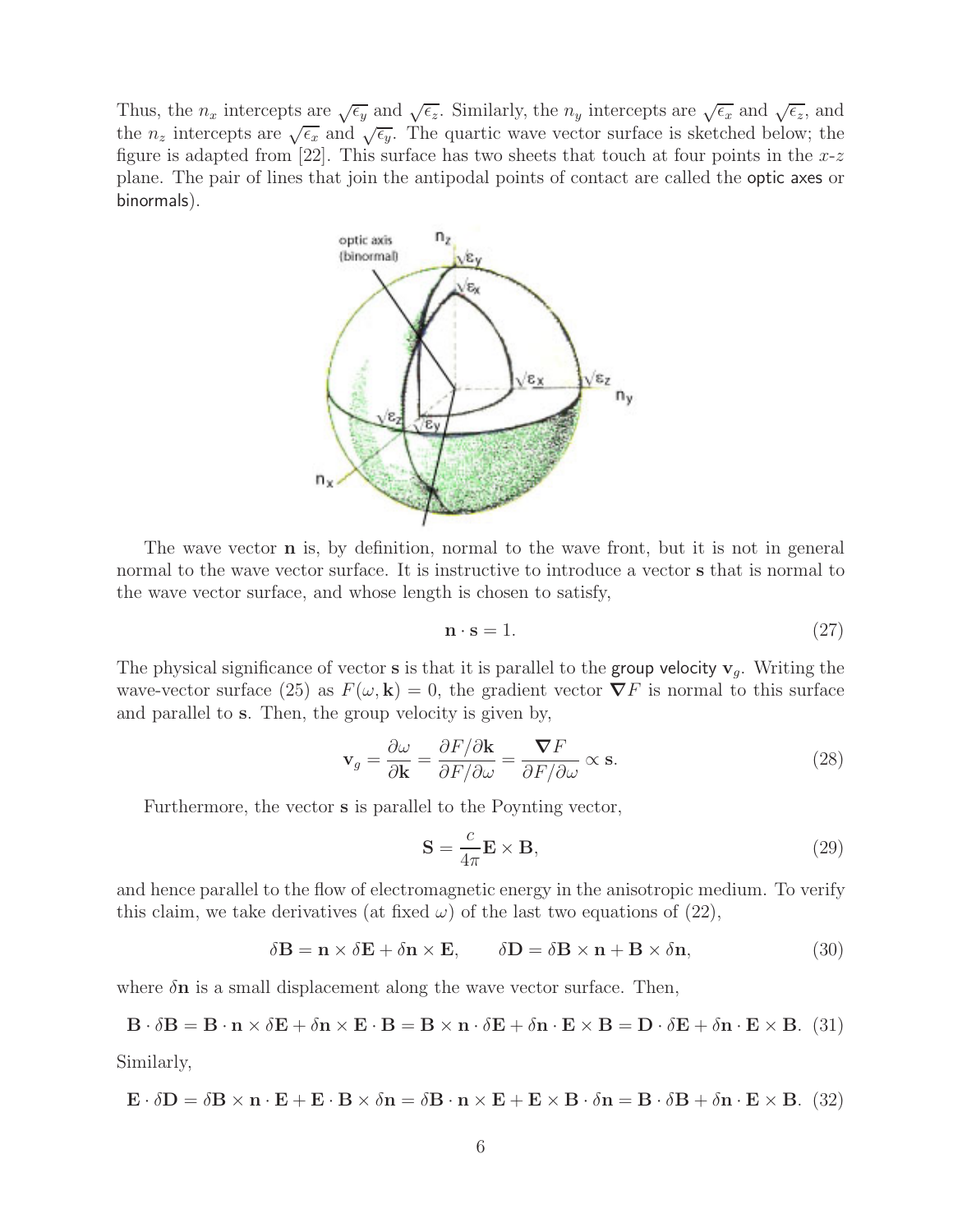Thus, the $n_x$ intercepts are $\sqrt{\epsilon_y}$ and $\sqrt{\epsilon_z}$. Similarly, the $n_y$ intercepts are $\sqrt{\epsilon_x}$ and $\sqrt{\epsilon_z}$, and the $n_z$ intercepts are $\sqrt{\epsilon_x}$ and $\sqrt{\epsilon_y}$. The quartic wave vector surface is sketched below; the figure is adapted from [22]. This surface has two sheets that touch at four points in the $x$-$z$ plane. The pair of lines that join the antipodal points of contact are called the optic axes or binormals).

The wave vector $\mathbf{n}$ is, by definition, normal to the wave front, but it is not in general normal to the wave vector surface. It is instructive to introduce a vector $\mathbf{s}$ that is normal to the wave vector surface, and whose length is chosen to satisfy,

$$\mathbf{n} \cdot \mathbf{s} = 1. \tag{27}$$

The physical significance of vector $\mathbf{s}$ is that it is parallel to the group velocity $\mathbf{v}_g$. Writing the wave-vector surface (25) as $F(\omega, \mathbf{k}) = 0$, the gradient vector $\boldsymbol{\nabla} F$ is normal to this surface and parallel to $\mathbf{s}$. Then, the group velocity is given by,

$$\mathbf{v}_g = \frac{\partial \omega}{\partial \mathbf{k}} = \frac{\partial F / \partial \mathbf{k}}{\partial F / \partial \omega} = \frac{\boldsymbol{\nabla} F}{\partial F / \partial \omega} \propto \mathbf{s}. \tag{28}$$

Furthermore, the vector $\mathbf{s}$ is parallel to the Poynting vector,

$$\mathbf{S} = \frac{c}{4\pi} \mathbf{E} \times \mathbf{B}, \tag{29}$$

and hence parallel to the flow of electromagnetic energy in the anisotropic medium. To verify this claim, we take derivatives (at fixed $\omega$) of the last two equations of (22),

$$\delta \mathbf{B} = \mathbf{n} \times \delta \mathbf{E} + \delta \mathbf{n} \times \mathbf{E}, \qquad \delta \mathbf{D} = \delta \mathbf{B} \times \mathbf{n} + \mathbf{B} \times \delta \mathbf{n}, \tag{30}$$

where $\delta \mathbf{n}$ is a small displacement along the wave vector surface. Then,

$$\mathbf{B} \cdot \delta \mathbf{B} = \mathbf{B} \cdot \mathbf{n} \times \delta \mathbf{E} + \delta \mathbf{n} \times \mathbf{E} \cdot \mathbf{B} = \mathbf{B} \times \mathbf{n} \cdot \delta \mathbf{E} + \delta \mathbf{n} \cdot \mathbf{E} \times \mathbf{B} = \mathbf{D} \cdot \delta \mathbf{E} + \delta \mathbf{n} \cdot \mathbf{E} \times \mathbf{B}. \tag{31}$$

Similarly,

$$\mathbf{E} \cdot \delta \mathbf{D} = \delta \mathbf{B} \times \mathbf{n} \cdot \mathbf{E} + \mathbf{E} \cdot \mathbf{B} \times \delta \mathbf{n} = \delta \mathbf{B} \cdot \mathbf{n} \times \mathbf{E} + \mathbf{E} \times \mathbf{B} \cdot \delta \mathbf{n} = \mathbf{B} \cdot \delta \mathbf{B} + \delta \mathbf{n} \cdot \mathbf{E} \times \mathbf{B}. \tag{32}$$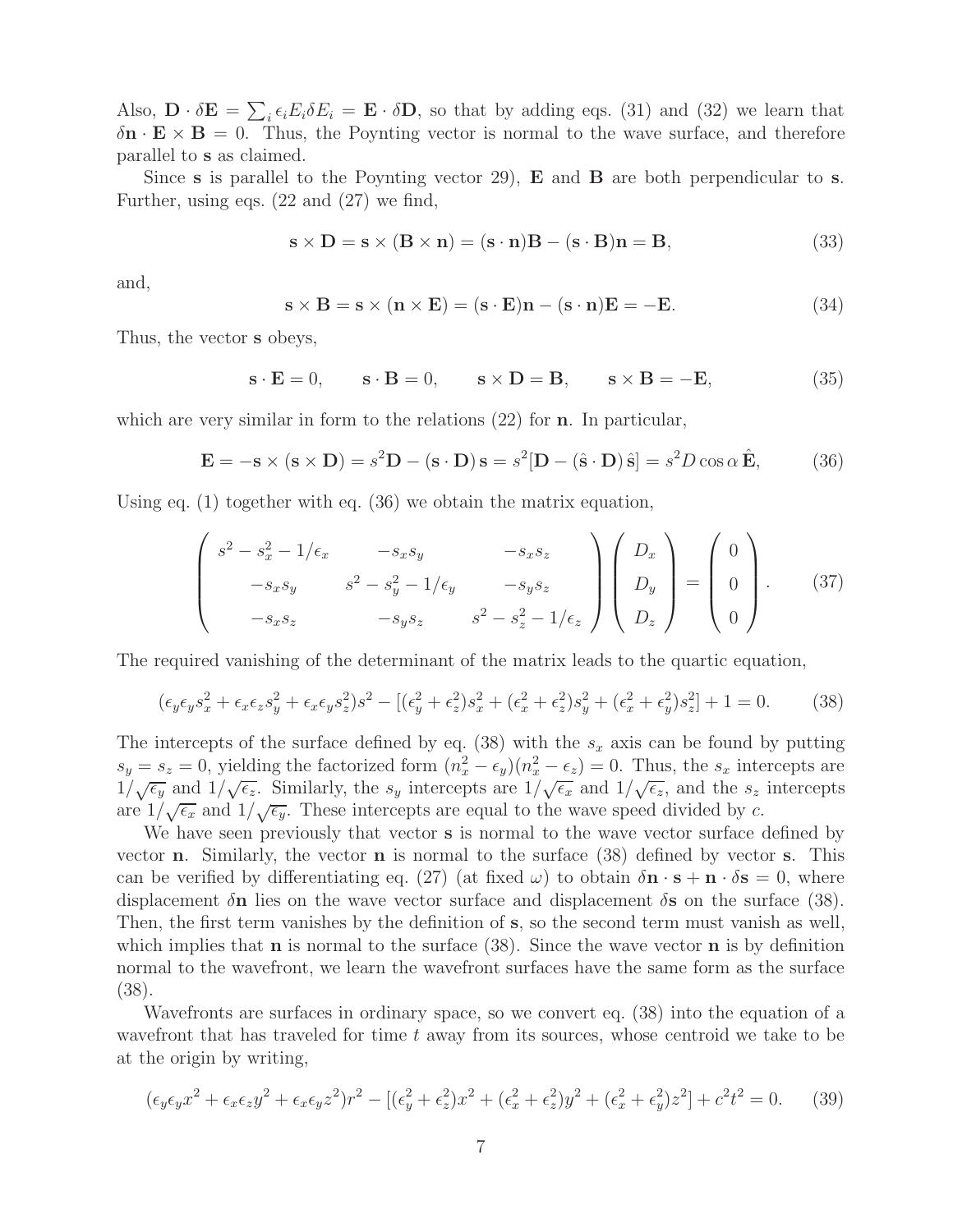Also, $\mathbf{D} \cdot \delta\mathbf{E} = \sum_i \epsilon_i E_i \delta E_i = \mathbf{E} \cdot \delta\mathbf{D}$, so that by adding eqs. (31) and (32) we learn that $\delta\mathbf{n} \cdot \mathbf{E} \times \mathbf{B} = 0$. Thus, the Poynting vector is normal to the wave surface, and therefore parallel to $\mathbf{s}$ as claimed.

Since $\mathbf{s}$ is parallel to the Poynting vector 29), $\mathbf{E}$ and $\mathbf{B}$ are both perpendicular to $\mathbf{s}$. Further, using eqs. (22 and (27) we find,

$$\mathbf{s} \times \mathbf{D} = \mathbf{s} \times (\mathbf{B} \times \mathbf{n}) = (\mathbf{s} \cdot \mathbf{n})\mathbf{B} - (\mathbf{s} \cdot \mathbf{B})\mathbf{n} = \mathbf{B}, \tag{33}$$

and,

$$\mathbf{s} \times \mathbf{B} = \mathbf{s} \times (\mathbf{n} \times \mathbf{E}) = (\mathbf{s} \cdot \mathbf{E})\mathbf{n} - (\mathbf{s} \cdot \mathbf{n})\mathbf{E} = -\mathbf{E}. \tag{34}$$

Thus, the vector $\mathbf{s}$ obeys,

$$\mathbf{s} \cdot \mathbf{E} = 0, \qquad \mathbf{s} \cdot \mathbf{B} = 0, \qquad \mathbf{s} \times \mathbf{D} = \mathbf{B}, \qquad \mathbf{s} \times \mathbf{B} = -\mathbf{E}, \tag{35}$$

which are very similar in form to the relations (22) for $\mathbf{n}$. In particular,

$$\mathbf{E} = -\mathbf{s} \times (\mathbf{s} \times \mathbf{D}) = s^2\mathbf{D} - (\mathbf{s} \cdot \mathbf{D})\,\mathbf{s} = s^2[\mathbf{D} - (\hat{\mathbf{s}} \cdot \mathbf{D})\,\hat{\mathbf{s}}] = s^2 D \cos\alpha\, \hat{\mathbf{E}}, \tag{36}$$

Using eq. (1) together with eq. (36) we obtain the matrix equation,

$$\begin{pmatrix} s^2 - s_x^2 - 1/\epsilon_x & -s_x s_y & -s_x s_z \\ -s_x s_y & s^2 - s_y^2 - 1/\epsilon_y & -s_y s_z \\ -s_x s_z & -s_y s_z & s^2 - s_z^2 - 1/\epsilon_z \end{pmatrix} \begin{pmatrix} D_x \\ D_y \\ D_z \end{pmatrix} = \begin{pmatrix} 0 \\ 0 \\ 0 \end{pmatrix}. \tag{37}$$

The required vanishing of the determinant of the matrix leads to the quartic equation,

$$(\epsilon_y\epsilon_y s_x^2 + \epsilon_x\epsilon_z s_y^2 + \epsilon_x\epsilon_y s_z^2)s^2 - [(\epsilon_y^2 + \epsilon_z^2)s_x^2 + (\epsilon_x^2 + \epsilon_z^2)s_y^2 + (\epsilon_x^2 + \epsilon_y^2)s_z^2] + 1 = 0. \tag{38}$$

The intercepts of the surface defined by eq. (38) with the $s_x$ axis can be found by putting $s_y = s_z = 0$, yielding the factorized form $(n_x^2 - \epsilon_y)(n_x^2 - \epsilon_z) = 0$. Thus, the $s_x$ intercepts are $1/\sqrt{\epsilon_y}$ and $1/\sqrt{\epsilon_z}$. Similarly, the $s_y$ intercepts are $1/\sqrt{\epsilon_x}$ and $1/\sqrt{\epsilon_z}$, and the $s_z$ intercepts are $1/\sqrt{\epsilon_x}$ and $1/\sqrt{\epsilon_y}$. These intercepts are equal to the wave speed divided by $c$.

We have seen previously that vector $\mathbf{s}$ is normal to the wave vector surface defined by vector $\mathbf{n}$. Similarly, the vector $\mathbf{n}$ is normal to the surface (38) defined by vector $\mathbf{s}$. This can be verified by differentiating eq. (27) (at fixed $\omega$) to obtain $\delta\mathbf{n} \cdot \mathbf{s} + \mathbf{n} \cdot \delta\mathbf{s} = 0$, where displacement $\delta\mathbf{n}$ lies on the wave vector surface and displacement $\delta\mathbf{s}$ on the surface (38). Then, the first term vanishes by the definition of $\mathbf{s}$, so the second term must vanish as well, which implies that $\mathbf{n}$ is normal to the surface (38). Since the wave vector $\mathbf{n}$ is by definition normal to the wavefront, we learn the wavefront surfaces have the same form as the surface (38).

Wavefronts are surfaces in ordinary space, so we convert eq. (38) into the equation of a wavefront that has traveled for time $t$ away from its sources, whose centroid we take to be at the origin by writing,

$$(\epsilon_y\epsilon_y x^2 + \epsilon_x\epsilon_z y^2 + \epsilon_x\epsilon_y z^2)r^2 - [(\epsilon_y^2 + \epsilon_z^2)x^2 + (\epsilon_x^2 + \epsilon_z^2)y^2 + (\epsilon_x^2 + \epsilon_y^2)z^2] + c^2t^2 = 0. \tag{39}$$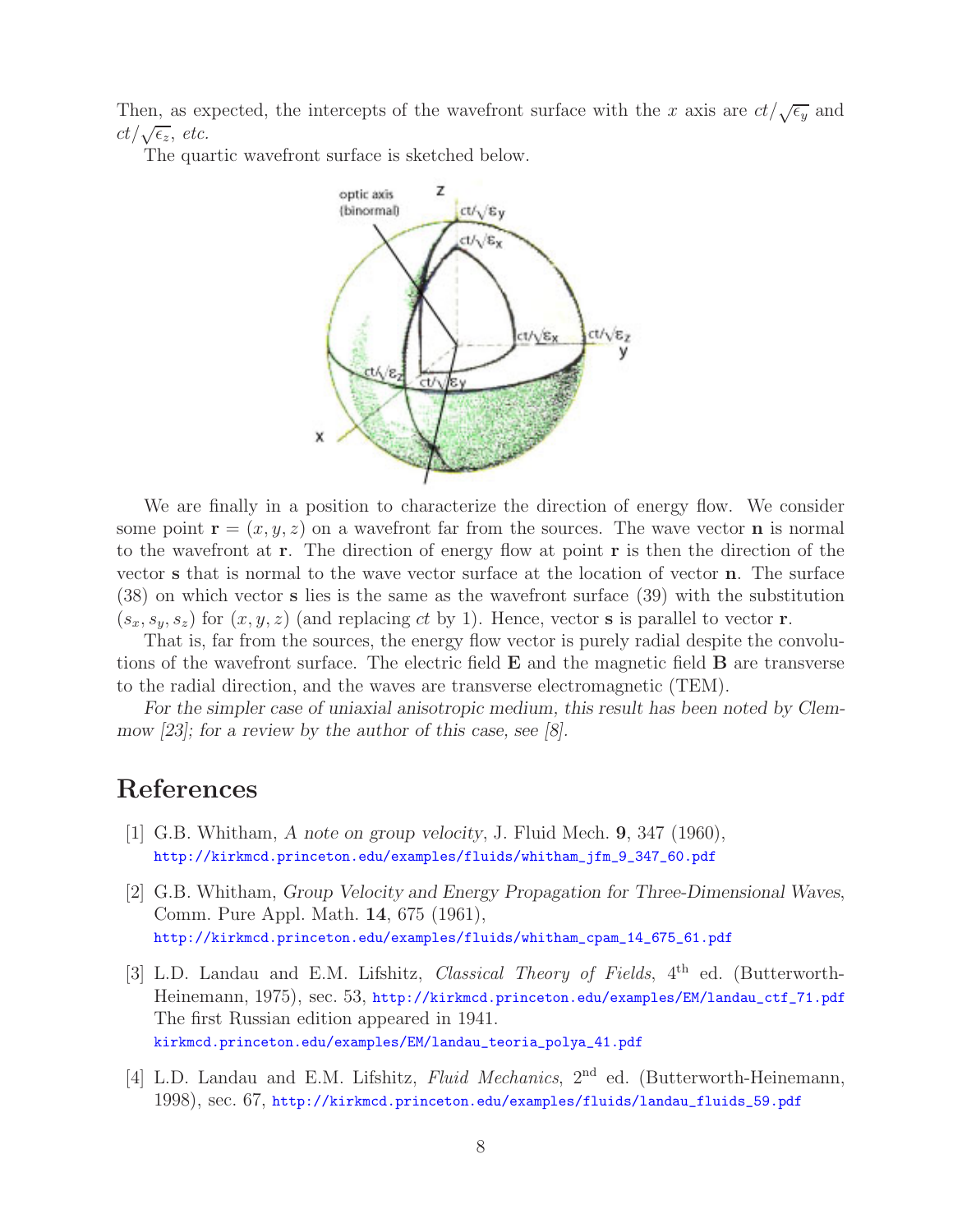Then, as expected, the intercepts of the wavefront surface with the $x$ axis are $ct/\sqrt{\epsilon_y}$ and $ct/\sqrt{\epsilon_z}$, *etc.*

The quartic wavefront surface is sketched below.

We are finally in a position to characterize the direction of energy flow. We consider some point $\mathbf{r} = (x, y, z)$ on a wavefront far from the sources. The wave vector $\mathbf{n}$ is normal to the wavefront at $\mathbf{r}$. The direction of energy flow at point $\mathbf{r}$ is then the direction of the vector $\mathbf{s}$ that is normal to the wave vector surface at the location of vector $\mathbf{n}$. The surface (38) on which vector $\mathbf{s}$ lies is the same as the wavefront surface (39) with the substitution $(s_x, s_y, s_z)$ for $(x, y, z)$ (and replacing $ct$ by 1). Hence, vector $\mathbf{s}$ is parallel to vector $\mathbf{r}$.

That is, far from the sources, the energy flow vector is purely radial despite the convolutions of the wavefront surface. The electric field $\mathbf{E}$ and the magnetic field $\mathbf{B}$ are transverse to the radial direction, and the waves are transverse electromagnetic (TEM).

*For the simpler case of uniaxial anisotropic medium, this result has been noted by Clemmow [23]; for a review by the author of this case, see [8].*

# References

[1] G.B. Whitham, *A note on group velocity*, J. Fluid Mech. **9**, 347 (1960), http://kirkmcd.princeton.edu/examples/fluids/whitham_jfm_9_347_60.pdf

[2] G.B. Whitham, *Group Velocity and Energy Propagation for Three-Dimensional Waves*, Comm. Pure Appl. Math. **14**, 675 (1961), http://kirkmcd.princeton.edu/examples/fluids/whitham_cpam_14_675_61.pdf

[3] L.D. Landau and E.M. Lifshitz, *Classical Theory of Fields*, 4th ed. (Butterworth-Heinemann, 1975), sec. 53, http://kirkmcd.princeton.edu/examples/EM/landau_ctf_71.pdf The first Russian edition appeared in 1941. kirkmcd.princeton.edu/examples/EM/landau_teoria_polya_41.pdf

[4] L.D. Landau and E.M. Lifshitz, *Fluid Mechanics*, 2nd ed. (Butterworth-Heinemann, 1998), sec. 67, http://kirkmcd.princeton.edu/examples/fluids/landau_fluids_59.pdf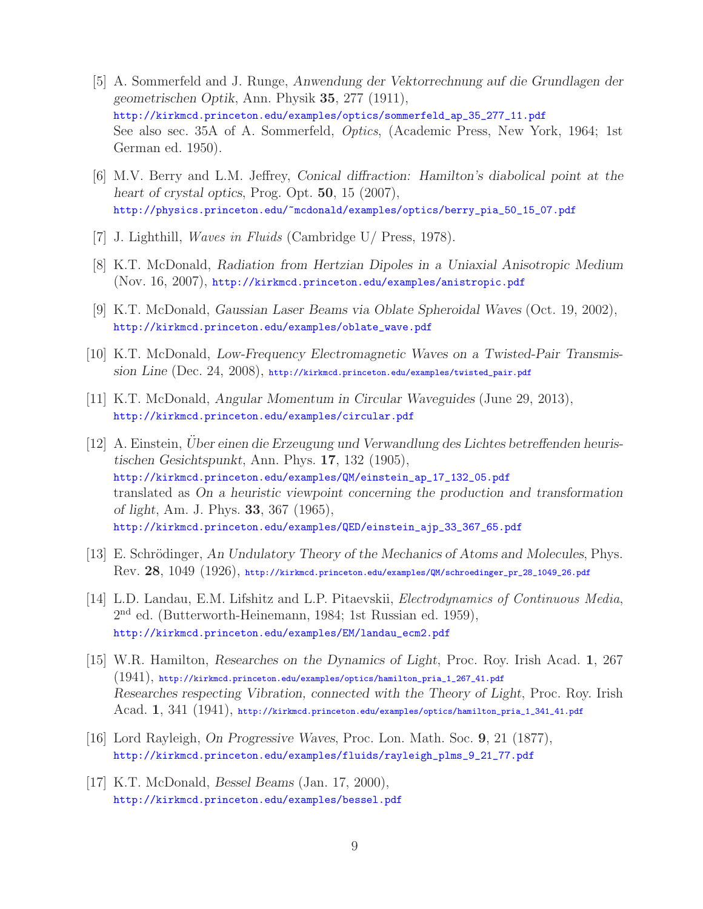[5] A. Sommerfeld and J. Runge, *Anwendung der Vektorrechnung auf die Grundlagen der geometrischen Optik*, Ann. Physik **35**, 277 (1911),
http://kirkmcd.princeton.edu/examples/optics/sommerfeld_ap_35_277_11.pdf
See also sec. 35A of A. Sommerfeld, *Optics*, (Academic Press, New York, 1964; 1st German ed. 1950).

[6] M.V. Berry and L.M. Jeffrey, *Conical diffraction: Hamilton's diabolical point at the heart of crystal optics*, Prog. Opt. **50**, 15 (2007),
http://physics.princeton.edu/~mcdonald/examples/optics/berry_pia_50_15_07.pdf

[7] J. Lighthill, *Waves in Fluids* (Cambridge U/ Press, 1978).

[8] K.T. McDonald, *Radiation from Hertzian Dipoles in a Uniaxial Anisotropic Medium* (Nov. 16, 2007), http://kirkmcd.princeton.edu/examples/anistropic.pdf

[9] K.T. McDonald, *Gaussian Laser Beams via Oblate Spheroidal Waves* (Oct. 19, 2002),
http://kirkmcd.princeton.edu/examples/oblate_wave.pdf

[10] K.T. McDonald, *Low-Frequency Electromagnetic Waves on a Twisted-Pair Transmission Line* (Dec. 24, 2008), http://kirkmcd.princeton.edu/examples/twisted_pair.pdf

[11] K.T. McDonald, *Angular Momentum in Circular Waveguides* (June 29, 2013),
http://kirkmcd.princeton.edu/examples/circular.pdf

[12] A. Einstein, *Über einen die Erzeugung und Verwandlung des Lichtes betreffenden heuristischen Gesichtspunkt*, Ann. Phys. **17**, 132 (1905),
http://kirkmcd.princeton.edu/examples/QM/einstein_ap_17_132_05.pdf
translated as *On a heuristic viewpoint concerning the production and transformation of light*, Am. J. Phys. **33**, 367 (1965),
http://kirkmcd.princeton.edu/examples/QED/einstein_ajp_33_367_65.pdf

[13] E. Schrödinger, *An Undulatory Theory of the Mechanics of Atoms and Molecules*, Phys. Rev. **28**, 1049 (1926), http://kirkmcd.princeton.edu/examples/QM/schroedinger_pr_28_1049_26.pdf

[14] L.D. Landau, E.M. Lifshitz and L.P. Pitaevskii, *Electrodynamics of Continuous Media*, 2nd ed. (Butterworth-Heinemann, 1984; 1st Russian ed. 1959),
http://kirkmcd.princeton.edu/examples/EM/landau_ecm2.pdf

[15] W.R. Hamilton, *Researches on the Dynamics of Light*, Proc. Roy. Irish Acad. **1**, 267 (1941), http://kirkmcd.princeton.edu/examples/optics/hamilton_pria_1_267_41.pdf
*Researches respecting Vibration, connected with the Theory of Light*, Proc. Roy. Irish Acad. **1**, 341 (1941), http://kirkmcd.princeton.edu/examples/optics/hamilton_pria_1_341_41.pdf

[16] Lord Rayleigh, *On Progressive Waves*, Proc. Lon. Math. Soc. **9**, 21 (1877),
http://kirkmcd.princeton.edu/examples/fluids/rayleigh_plms_9_21_77.pdf

[17] K.T. McDonald, *Bessel Beams* (Jan. 17, 2000),
http://kirkmcd.princeton.edu/examples/bessel.pdf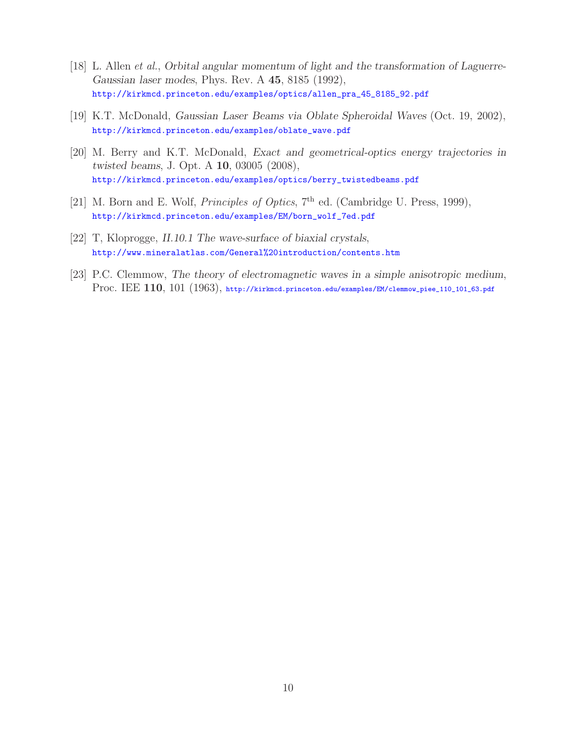[18] L. Allen *et al.*, *Orbital angular momentum of light and the transformation of Laguerre-Gaussian laser modes*, Phys. Rev. A **45**, 8185 (1992),
http://kirkmcd.princeton.edu/examples/optics/allen_pra_45_8185_92.pdf

[19] K.T. McDonald, *Gaussian Laser Beams via Oblate Spheroidal Waves* (Oct. 19, 2002),
http://kirkmcd.princeton.edu/examples/oblate_wave.pdf

[20] M. Berry and K.T. McDonald, *Exact and geometrical-optics energy trajectories in twisted beams*, J. Opt. A **10**, 03005 (2008),
http://kirkmcd.princeton.edu/examples/optics/berry_twistedbeams.pdf

[21] M. Born and E. Wolf, *Principles of Optics*, 7th ed. (Cambridge U. Press, 1999),
http://kirkmcd.princeton.edu/examples/EM/born_wolf_7ed.pdf

[22] T, Kloprogge, *II.10.1 The wave-surface of biaxial crystals*,
http://www.mineralatlas.com/General%20introduction/contents.htm

[23] P.C. Clemmow, *The theory of electromagnetic waves in a simple anisotropic medium*, Proc. IEE **110**, 101 (1963), http://kirkmcd.princeton.edu/examples/EM/clemmow_piee_110_101_63.pdf